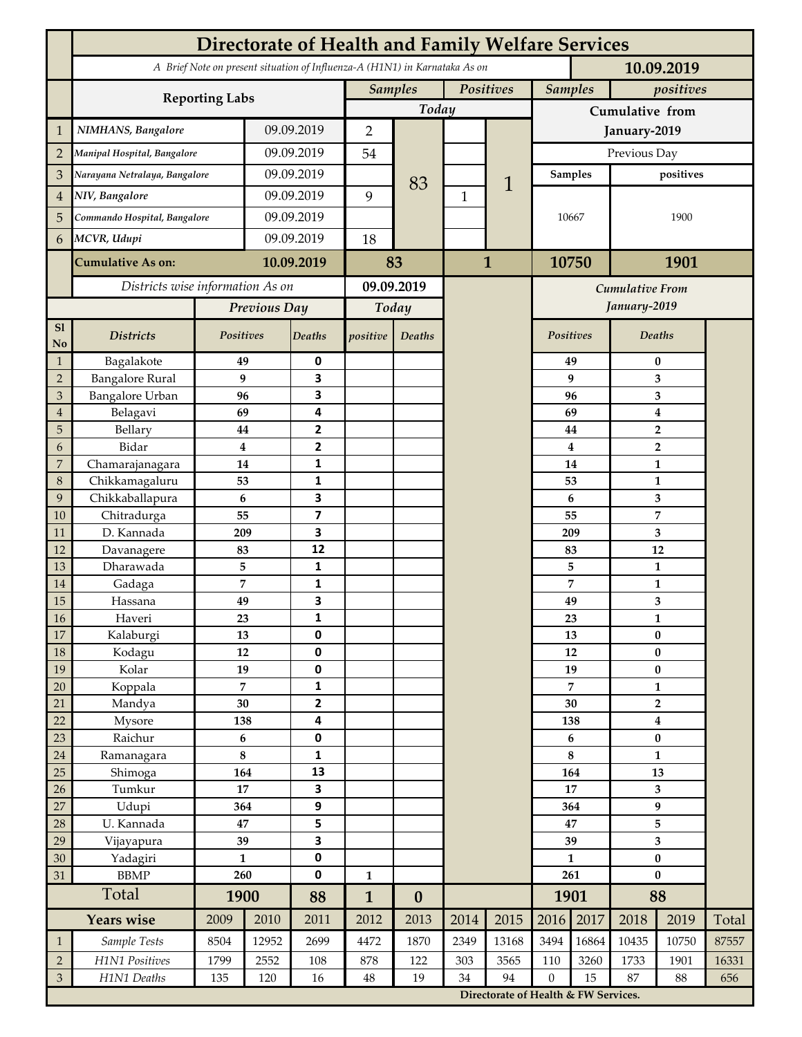# Directorate of Health and Family Welfare Services

*A Brief Note on present situation of Influenza-A (H1N1) in Karnataka As on* **10.09.2019**

| | Reporting Labs | | Samples Today | | Positives Today | | Samples (Cumulative from January-2019, Previous Day) | positives (Cumulative from January-2019, Previous Day) |
|---|---|---|---|---|---|---|---|---|
| 1 | *NIMHANS, Bangalore* | 09.09.2019 | 2 | 83 | | 1 | 10667 | 1900 |
| 2 | *Manipal Hospital, Bangalore* | 09.09.2019 | 54 | | | | | |
| 3 | *Narayana Netralaya, Bangalore* | 09.09.2019 | | | | | | |
| 4 | *NIV, Bangalore* | 09.09.2019 | 9 | | 1 | | | |
| 5 | *Commando Hospital, Bangalore* | 09.09.2019 | | | | | | |
| 6 | *MCVR, Udupi* | 09.09.2019 | 18 | | | | | |
| | **Cumulative As on:** | **10.09.2019** | **83** | | **1** | | **10750** | **1901** |

*Districts wise information As on* **09.09.2019**

| Sl No | Districts | Previous Day Positives | Previous Day Deaths | Today positive | Today Deaths | Cumulative From January-2019 Positives | Cumulative From January-2019 Deaths |
|---|---|---|---|---|---|---|---|
| 1 | Bagalakote | 49 | 0 | | | 49 | 0 |
| 2 | Bangalore Rural | 9 | 3 | | | 9 | 3 |
| 3 | Bangalore Urban | 96 | 3 | | | 96 | 3 |
| 4 | Belagavi | 69 | 4 | | | 69 | 4 |
| 5 | Bellary | 44 | 2 | | | 44 | 2 |
| 6 | Bidar | 4 | 2 | | | 4 | 2 |
| 7 | Chamarajanagara | 14 | 1 | | | 14 | 1 |
| 8 | Chikkamagaluru | 53 | 1 | | | 53 | 1 |
| 9 | Chikkaballapura | 6 | 3 | | | 6 | 3 |
| 10 | Chitradurga | 55 | 7 | | | 55 | 7 |
| 11 | D. Kannada | 209 | 3 | | | 209 | 3 |
| 12 | Davanagere | 83 | 12 | | | 83 | 12 |
| 13 | Dharawada | 5 | 1 | | | 5 | 1 |
| 14 | Gadaga | 7 | 1 | | | 7 | 1 |
| 15 | Hassana | 49 | 3 | | | 49 | 3 |
| 16 | Haveri | 23 | 1 | | | 23 | 1 |
| 17 | Kalaburgi | 13 | 0 | | | 13 | 0 |
| 18 | Kodagu | 12 | 0 | | | 12 | 0 |
| 19 | Kolar | 19 | 0 | | | 19 | 0 |
| 20 | Koppala | 7 | 1 | | | 7 | 1 |
| 21 | Mandya | 30 | 2 | | | 30 | 2 |
| 22 | Mysore | 138 | 4 | | | 138 | 4 |
| 23 | Raichur | 6 | 0 | | | 6 | 0 |
| 24 | Ramanagara | 8 | 1 | | | 8 | 1 |
| 25 | Shimoga | 164 | 13 | | | 164 | 13 |
| 26 | Tumkur | 17 | 3 | | | 17 | 3 |
| 27 | Udupi | 364 | 9 | | | 364 | 9 |
| 28 | U. Kannada | 47 | 5 | | | 47 | 5 |
| 29 | Vijayapura | 39 | 3 | | | 39 | 3 |
| 30 | Yadagiri | 1 | 0 | | | 1 | 0 |
| 31 | BBMP | 260 | 0 | 1 | | 261 | 0 |
| | **Total** | **1900** | **88** | **1** | **0** | **1901** | **88** |

| | Years wise | 2009 | 2010 | 2011 | 2012 | 2013 | 2014 | 2015 | 2016 | 2017 | 2018 | 2019 | Total |
|---|---|---|---|---|---|---|---|---|---|---|---|---|---|
| 1 | *Sample Tests* | 8504 | 12952 | 2699 | 4472 | 1870 | 2349 | 13168 | 3494 | 16864 | 10435 | 10750 | 87557 |
| 2 | *H1N1 Positives* | 1799 | 2552 | 108 | 878 | 122 | 303 | 3565 | 110 | 3260 | 1733 | 1901 | 16331 |
| 3 | *H1N1 Deaths* | 135 | 120 | 16 | 48 | 19 | 34 | 94 | 0 | 15 | 87 | 88 | 656 |

**Directorate of Health & FW Services.**